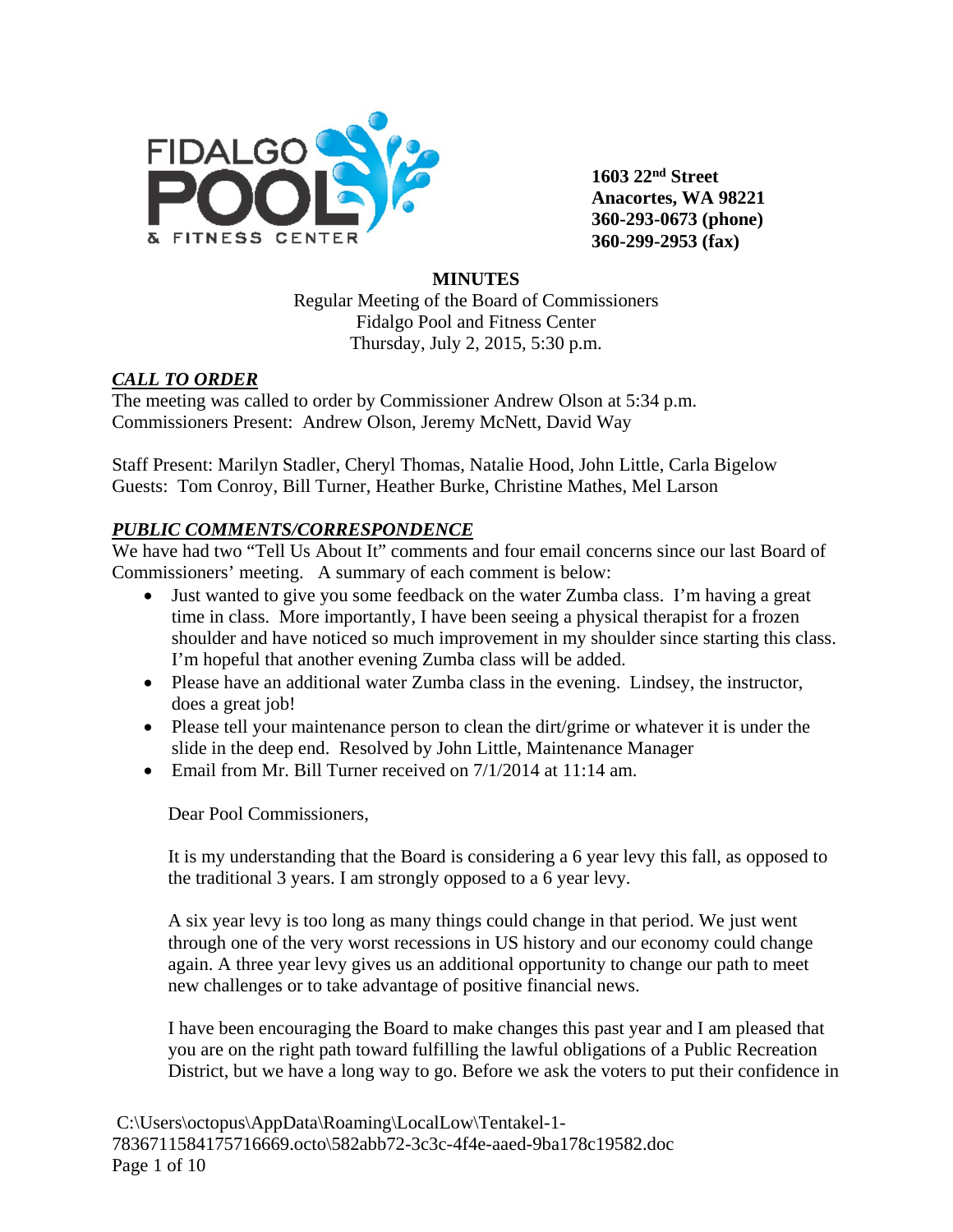**1603 22nd Street**
**Anacortes, WA 98221**
**360-293-0673 (phone)**
**360-299-2953 (fax)**

# MINUTES

Regular Meeting of the Board of Commissioners
Fidalgo Pool and Fitness Center
Thursday, July 2, 2015, 5:30 p.m.

## ***CALL TO ORDER***

The meeting was called to order by Commissioner Andrew Olson at 5:34 p.m.
Commissioners Present: Andrew Olson, Jeremy McNett, David Way

Staff Present: Marilyn Stadler, Cheryl Thomas, Natalie Hood, John Little, Carla Bigelow
Guests: Tom Conroy, Bill Turner, Heather Burke, Christine Mathes, Mel Larson

## ***PUBLIC COMMENTS/CORRESPONDENCE***

We have had two "Tell Us About It" comments and four email concerns since our last Board of Commissioners' meeting. A summary of each comment is below:

- Just wanted to give you some feedback on the water Zumba class. I'm having a great time in class. More importantly, I have been seeing a physical therapist for a frozen shoulder and have noticed so much improvement in my shoulder since starting this class. I'm hopeful that another evening Zumba class will be added.
- Please have an additional water Zumba class in the evening. Lindsey, the instructor, does a great job!
- Please tell your maintenance person to clean the dirt/grime or whatever it is under the slide in the deep end. Resolved by John Little, Maintenance Manager
- Email from Mr. Bill Turner received on 7/1/2014 at 11:14 am.

Dear Pool Commissioners,

It is my understanding that the Board is considering a 6 year levy this fall, as opposed to the traditional 3 years. I am strongly opposed to a 6 year levy.

A six year levy is too long as many things could change in that period. We just went through one of the very worst recessions in US history and our economy could change again. A three year levy gives us an additional opportunity to change our path to meet new challenges or to take advantage of positive financial news.

I have been encouraging the Board to make changes this past year and I am pleased that you are on the right path toward fulfilling the lawful obligations of a Public Recreation District, but we have a long way to go. Before we ask the voters to put their confidence in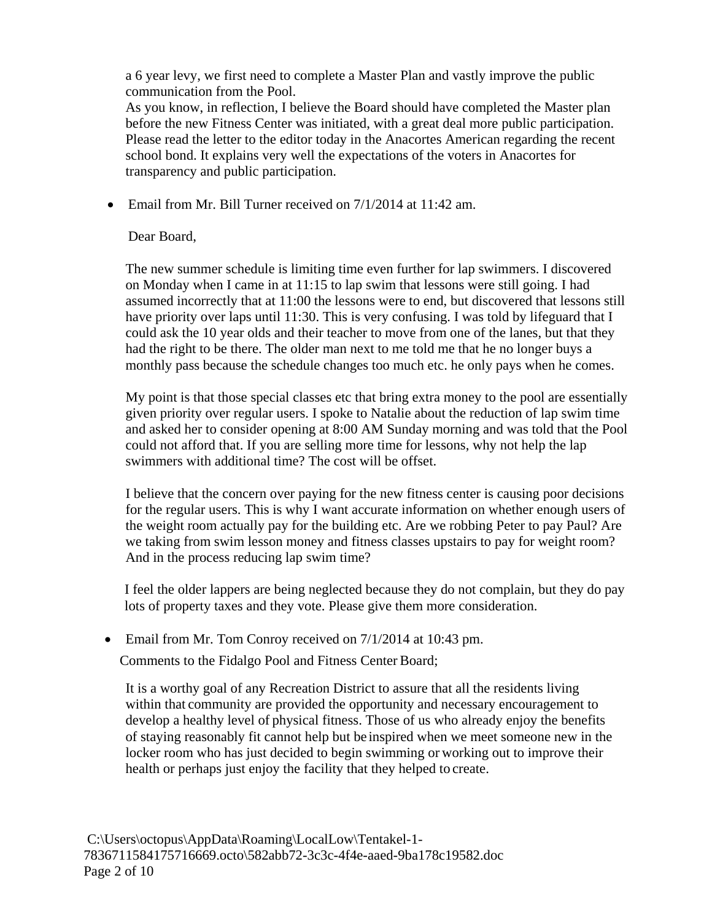a 6 year levy, we first need to complete a Master Plan and vastly improve the public communication from the Pool.

As you know, in reflection, I believe the Board should have completed the Master plan before the new Fitness Center was initiated, with a great deal more public participation. Please read the letter to the editor today in the Anacortes American regarding the recent school bond. It explains very well the expectations of the voters in Anacortes for transparency and public participation.

- Email from Mr. Bill Turner received on 7/1/2014 at 11:42 am.

  Dear Board,

  The new summer schedule is limiting time even further for lap swimmers. I discovered on Monday when I came in at 11:15 to lap swim that lessons were still going. I had assumed incorrectly that at 11:00 the lessons were to end, but discovered that lessons still have priority over laps until 11:30. This is very confusing. I was told by lifeguard that I could ask the 10 year olds and their teacher to move from one of the lanes, but that they had the right to be there. The older man next to me told me that he no longer buys a monthly pass because the schedule changes too much etc. he only pays when he comes.

  My point is that those special classes etc that bring extra money to the pool are essentially given priority over regular users. I spoke to Natalie about the reduction of lap swim time and asked her to consider opening at 8:00 AM Sunday morning and was told that the Pool could not afford that. If you are selling more time for lessons, why not help the lap swimmers with additional time? The cost will be offset.

  I believe that the concern over paying for the new fitness center is causing poor decisions for the regular users. This is why I want accurate information on whether enough users of the weight room actually pay for the building etc. Are we robbing Peter to pay Paul? Are we taking from swim lesson money and fitness classes upstairs to pay for weight room? And in the process reducing lap swim time?

  I feel the older lappers are being neglected because they do not complain, but they do pay lots of property taxes and they vote. Please give them more consideration.

- Email from Mr. Tom Conroy received on 7/1/2014 at 10:43 pm.

  Comments to the Fidalgo Pool and Fitness Center Board;

  It is a worthy goal of any Recreation District to assure that all the residents living within that community are provided the opportunity and necessary encouragement to develop a healthy level of physical fitness. Those of us who already enjoy the benefits of staying reasonably fit cannot help but be inspired when we meet someone new in the locker room who has just decided to begin swimming or working out to improve their health or perhaps just enjoy the facility that they helped to create.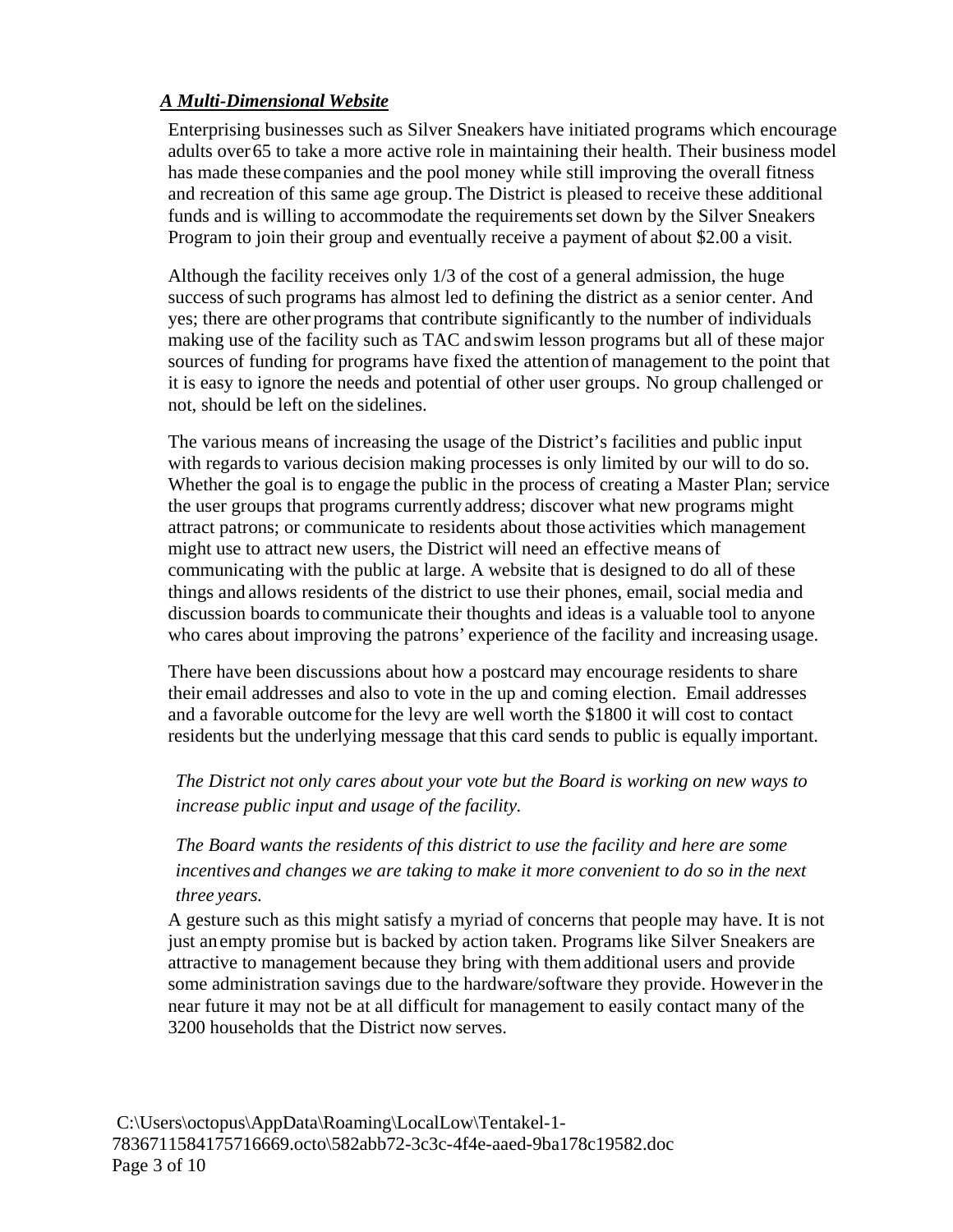### ***A Multi-Dimensional Website***

Enterprising businesses such as Silver Sneakers have initiated programs which encourage adults over 65 to take a more active role in maintaining their health. Their business model has made these companies and the pool money while still improving the overall fitness and recreation of this same age group. The District is pleased to receive these additional funds and is willing to accommodate the requirements set down by the Silver Sneakers Program to join their group and eventually receive a payment of about $2.00 a visit.

Although the facility receives only 1/3 of the cost of a general admission, the huge success of such programs has almost led to defining the district as a senior center. And yes; there are other programs that contribute significantly to the number of individuals making use of the facility such as TAC and swim lesson programs but all of these major sources of funding for programs have fixed the attention of management to the point that it is easy to ignore the needs and potential of other user groups. No group challenged or not, should be left on the sidelines.

The various means of increasing the usage of the District's facilities and public input with regards to various decision making processes is only limited by our will to do so. Whether the goal is to engage the public in the process of creating a Master Plan; service the user groups that programs currently address; discover what new programs might attract patrons; or communicate to residents about those activities which management might use to attract new users, the District will need an effective means of communicating with the public at large. A website that is designed to do all of these things and allows residents of the district to use their phones, email, social media and discussion boards to communicate their thoughts and ideas is a valuable tool to anyone who cares about improving the patrons' experience of the facility and increasing usage.

There have been discussions about how a postcard may encourage residents to share their email addresses and also to vote in the up and coming election. Email addresses and a favorable outcome for the levy are well worth the $1800 it will cost to contact residents but the underlying message that this card sends to public is equally important.

*The District not only cares about your vote but the Board is working on new ways to increase public input and usage of the facility.*

*The Board wants the residents of this district to use the facility and here are some incentives and changes we are taking to make it more convenient to do so in the next three years.*

A gesture such as this might satisfy a myriad of concerns that people may have. It is not just an empty promise but is backed by action taken. Programs like Silver Sneakers are attractive to management because they bring with them additional users and provide some administration savings due to the hardware/software they provide. However in the near future it may not be at all difficult for management to easily contact many of the 3200 households that the District now serves.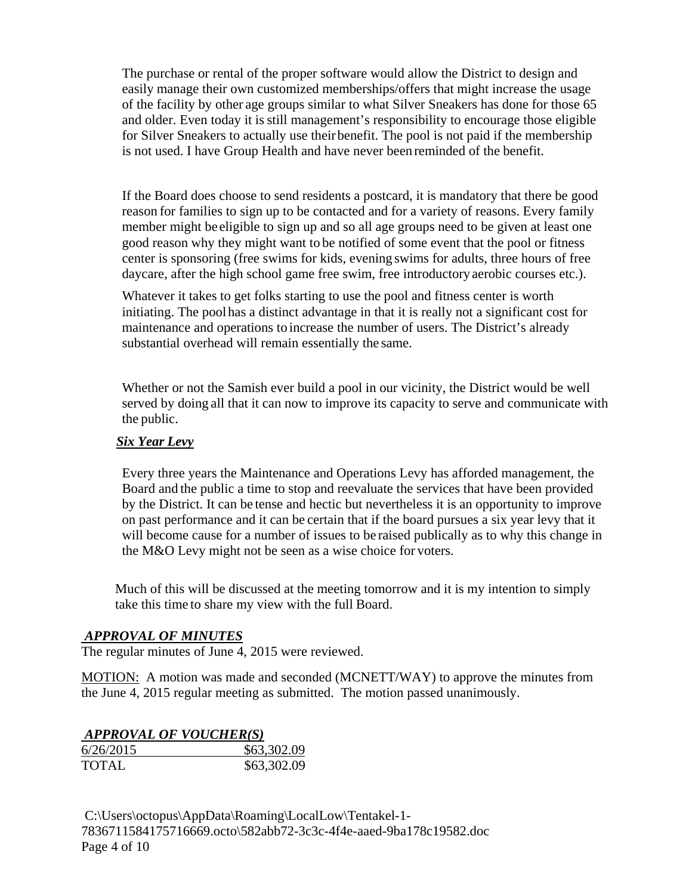The purchase or rental of the proper software would allow the District to design and easily manage their own customized memberships/offers that might increase the usage of the facility by other age groups similar to what Silver Sneakers has done for those 65 and older. Even today it is still management's responsibility to encourage those eligible for Silver Sneakers to actually use their benefit. The pool is not paid if the membership is not used. I have Group Health and have never been reminded of the benefit.

If the Board does choose to send residents a postcard, it is mandatory that there be good reason for families to sign up to be contacted and for a variety of reasons. Every family member might be eligible to sign up and so all age groups need to be given at least one good reason why they might want to be notified of some event that the pool or fitness center is sponsoring (free swims for kids, evening swims for adults, three hours of free daycare, after the high school game free swim, free introductory aerobic courses etc.).

Whatever it takes to get folks starting to use the pool and fitness center is worth initiating. The pool has a distinct advantage in that it is really not a significant cost for maintenance and operations to increase the number of users. The District's already substantial overhead will remain essentially the same.

Whether or not the Samish ever build a pool in our vicinity, the District would be well served by doing all that it can now to improve its capacity to serve and communicate with the public.

***Six Year Levy***

Every three years the Maintenance and Operations Levy has afforded management, the Board and the public a time to stop and reevaluate the services that have been provided by the District. It can be tense and hectic but nevertheless it is an opportunity to improve on past performance and it can be certain that if the board pursues a six year levy that it will become cause for a number of issues to be raised publically as to why this change in the M&O Levy might not be seen as a wise choice for voters.

Much of this will be discussed at the meeting tomorrow and it is my intention to simply take this time to share my view with the full Board.

***APPROVAL OF MINUTES***

The regular minutes of June 4, 2015 were reviewed.

MOTION: A motion was made and seconded (MCNETT/WAY) to approve the minutes from the June 4, 2015 regular meeting as submitted. The motion passed unanimously.

***APPROVAL OF VOUCHER(S)***

| 6/26/2015 | $63,302.09 |
|---|---|
| TOTAL | $63,302.09 |

C:\Users\octopus\AppData\Roaming\LocalLow\Tentakel-1-7836711584175716669.octo\582abb72-3c3c-4f4e-aaed-9ba178c19582.doc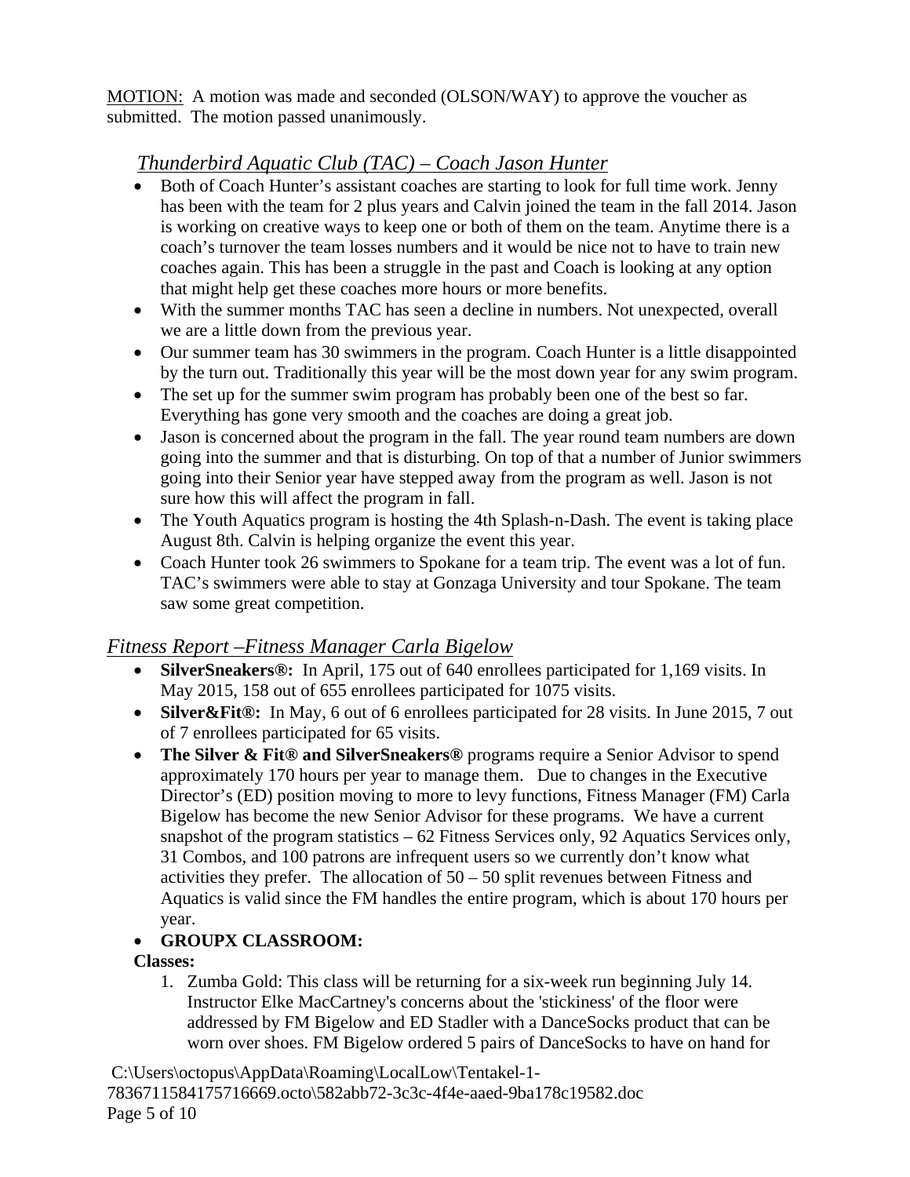MOTION: A motion was made and seconded (OLSON/WAY) to approve the voucher as submitted. The motion passed unanimously.

## *Thunderbird Aquatic Club (TAC) – Coach Jason Hunter*

- Both of Coach Hunter's assistant coaches are starting to look for full time work. Jenny has been with the team for 2 plus years and Calvin joined the team in the fall 2014. Jason is working on creative ways to keep one or both of them on the team. Anytime there is a coach's turnover the team losses numbers and it would be nice not to have to train new coaches again. This has been a struggle in the past and Coach is looking at any option that might help get these coaches more hours or more benefits.
- With the summer months TAC has seen a decline in numbers. Not unexpected, overall we are a little down from the previous year.
- Our summer team has 30 swimmers in the program. Coach Hunter is a little disappointed by the turn out. Traditionally this year will be the most down year for any swim program.
- The set up for the summer swim program has probably been one of the best so far. Everything has gone very smooth and the coaches are doing a great job.
- Jason is concerned about the program in the fall. The year round team numbers are down going into the summer and that is disturbing. On top of that a number of Junior swimmers going into their Senior year have stepped away from the program as well. Jason is not sure how this will affect the program in fall.
- The Youth Aquatics program is hosting the 4th Splash-n-Dash. The event is taking place August 8th. Calvin is helping organize the event this year.
- Coach Hunter took 26 swimmers to Spokane for a team trip. The event was a lot of fun. TAC's swimmers were able to stay at Gonzaga University and tour Spokane. The team saw some great competition.

## *Fitness Report –Fitness Manager Carla Bigelow*

- **SilverSneakers®:** In April, 175 out of 640 enrollees participated for 1,169 visits. In May 2015, 158 out of 655 enrollees participated for 1075 visits.
- **Silver&Fit®:** In May, 6 out of 6 enrollees participated for 28 visits. In June 2015, 7 out of 7 enrollees participated for 65 visits.
- **The Silver & Fit® and SilverSneakers®** programs require a Senior Advisor to spend approximately 170 hours per year to manage them. Due to changes in the Executive Director's (ED) position moving to more to levy functions, Fitness Manager (FM) Carla Bigelow has become the new Senior Advisor for these programs. We have a current snapshot of the program statistics – 62 Fitness Services only, 92 Aquatics Services only, 31 Combos, and 100 patrons are infrequent users so we currently don't know what activities they prefer. The allocation of 50 – 50 split revenues between Fitness and Aquatics is valid since the FM handles the entire program, which is about 170 hours per year.
- **GROUPX CLASSROOM:**

**Classes:**

1. Zumba Gold: This class will be returning for a six-week run beginning July 14. Instructor Elke MacCartney's concerns about the 'stickiness' of the floor were addressed by FM Bigelow and ED Stadler with a DanceSocks product that can be worn over shoes. FM Bigelow ordered 5 pairs of DanceSocks to have on hand for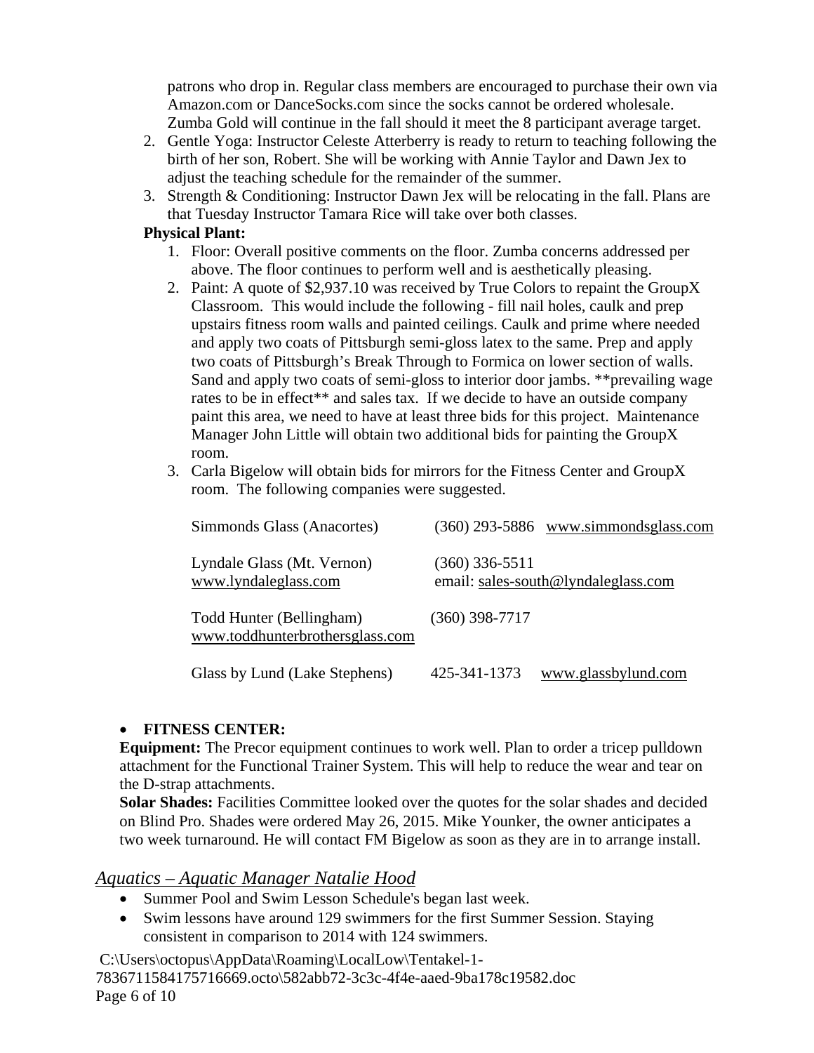patrons who drop in. Regular class members are encouraged to purchase their own via Amazon.com or DanceSocks.com since the socks cannot be ordered wholesale. Zumba Gold will continue in the fall should it meet the 8 participant average target.

2. Gentle Yoga: Instructor Celeste Atterberry is ready to return to teaching following the birth of her son, Robert. She will be working with Annie Taylor and Dawn Jex to adjust the teaching schedule for the remainder of the summer.
3. Strength & Conditioning: Instructor Dawn Jex will be relocating in the fall. Plans are that Tuesday Instructor Tamara Rice will take over both classes.

**Physical Plant:**

1. Floor: Overall positive comments on the floor. Zumba concerns addressed per above. The floor continues to perform well and is aesthetically pleasing.
2. Paint: A quote of $2,937.10 was received by True Colors to repaint the GroupX Classroom. This would include the following - fill nail holes, caulk and prep upstairs fitness room walls and painted ceilings. Caulk and prime where needed and apply two coats of Pittsburgh semi-gloss latex to the same. Prep and apply two coats of Pittsburgh's Break Through to Formica on lower section of walls. Sand and apply two coats of semi-gloss to interior door jambs. **prevailing wage rates to be in effect** and sales tax. If we decide to have an outside company paint this area, we need to have at least three bids for this project. Maintenance Manager John Little will obtain two additional bids for painting the GroupX room.
3. Carla Bigelow will obtain bids for mirrors for the Fitness Center and GroupX room. The following companies were suggested.

| Company | Phone | Website / Email |
|---|---|---|
| Simmonds Glass (Anacortes) | (360) 293-5886 | www.simmondsglass.com |
| Lyndale Glass (Mt. Vernon) www.lyndaleglass.com | (360) 336-5511 | email: sales-south@lyndaleglass.com |
| Todd Hunter (Bellingham) www.toddhunterbrothersglass.com | (360) 398-7717 | |
| Glass by Lund (Lake Stephens) | 425-341-1373 | www.glassbylund.com |

- **FITNESS CENTER:**

**Equipment:** The Precor equipment continues to work well. Plan to order a tricep pulldown attachment for the Functional Trainer System. This will help to reduce the wear and tear on the D-strap attachments.

**Solar Shades:** Facilities Committee looked over the quotes for the solar shades and decided on Blind Pro. Shades were ordered May 26, 2015. Mike Younker, the owner anticipates a two week turnaround. He will contact FM Bigelow as soon as they are in to arrange install.

## *Aquatics – Aquatic Manager Natalie Hood*

- Summer Pool and Swim Lesson Schedule's began last week.
- Swim lessons have around 129 swimmers for the first Summer Session. Staying consistent in comparison to 2014 with 124 swimmers.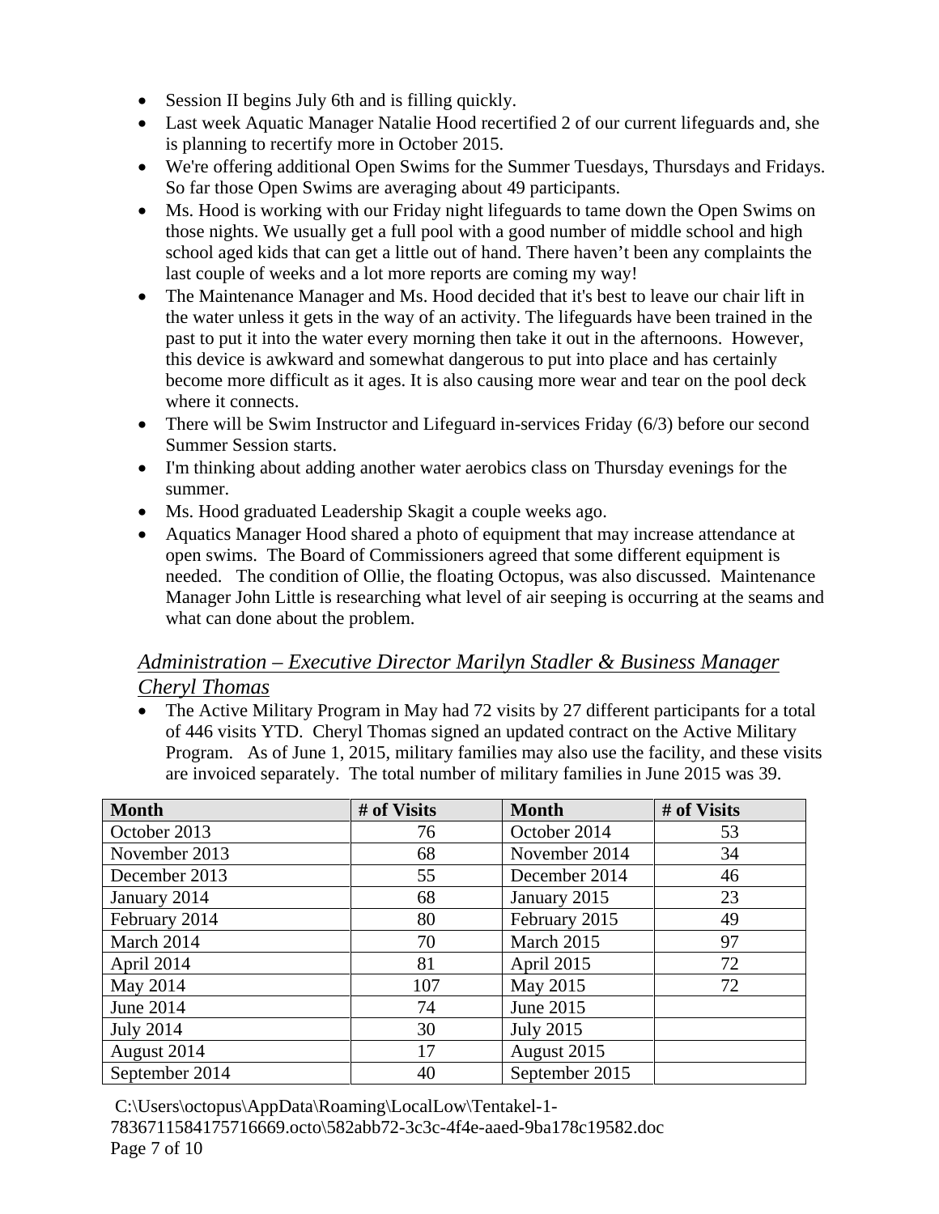- Session II begins July 6th and is filling quickly.
- Last week Aquatic Manager Natalie Hood recertified 2 of our current lifeguards and, she is planning to recertify more in October 2015.
- We're offering additional Open Swims for the Summer Tuesdays, Thursdays and Fridays. So far those Open Swims are averaging about 49 participants.
- Ms. Hood is working with our Friday night lifeguards to tame down the Open Swims on those nights. We usually get a full pool with a good number of middle school and high school aged kids that can get a little out of hand. There haven't been any complaints the last couple of weeks and a lot more reports are coming my way!
- The Maintenance Manager and Ms. Hood decided that it's best to leave our chair lift in the water unless it gets in the way of an activity. The lifeguards have been trained in the past to put it into the water every morning then take it out in the afternoons. However, this device is awkward and somewhat dangerous to put into place and has certainly become more difficult as it ages. It is also causing more wear and tear on the pool deck where it connects.
- There will be Swim Instructor and Lifeguard in-services Friday (6/3) before our second Summer Session starts.
- I'm thinking about adding another water aerobics class on Thursday evenings for the summer.
- Ms. Hood graduated Leadership Skagit a couple weeks ago.
- Aquatics Manager Hood shared a photo of equipment that may increase attendance at open swims. The Board of Commissioners agreed that some different equipment is needed. The condition of Ollie, the floating Octopus, was also discussed. Maintenance Manager John Little is researching what level of air seeping is occurring at the seams and what can done about the problem.

## *Administration – Executive Director Marilyn Stadler & Business Manager Cheryl Thomas*

- The Active Military Program in May had 72 visits by 27 different participants for a total of 446 visits YTD. Cheryl Thomas signed an updated contract on the Active Military Program. As of June 1, 2015, military families may also use the facility, and these visits are invoiced separately. The total number of military families in June 2015 was 39.

| Month | # of Visits | Month | # of Visits |
|---|---|---|---|
| October 2013 | 76 | October 2014 | 53 |
| November 2013 | 68 | November 2014 | 34 |
| December 2013 | 55 | December 2014 | 46 |
| January 2014 | 68 | January 2015 | 23 |
| February 2014 | 80 | February 2015 | 49 |
| March 2014 | 70 | March 2015 | 97 |
| April 2014 | 81 | April 2015 | 72 |
| May 2014 | 107 | May 2015 | 72 |
| June 2014 | 74 | June 2015 | |
| July 2014 | 30 | July 2015 | |
| August 2014 | 17 | August 2015 | |
| September 2014 | 40 | September 2015 | |

C:\Users\octopus\AppData\Roaming\LocalLow\Tentakel-1-7836711584175716669.octo\582abb72-3c3c-4f4e-aaed-9ba178c19582.doc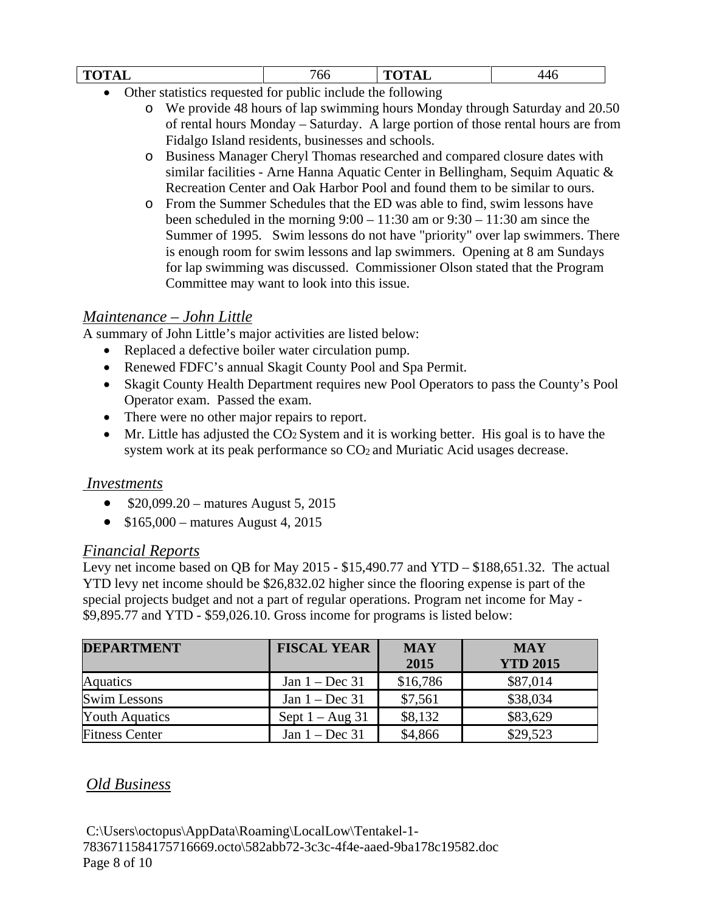| TOTAL | 766 | TOTAL | 446 |
|---|---|---|---|

- Other statistics requested for public include the following
  - We provide 48 hours of lap swimming hours Monday through Saturday and 20.50 of rental hours Monday – Saturday. A large portion of those rental hours are from Fidalgo Island residents, businesses and schools.
  - Business Manager Cheryl Thomas researched and compared closure dates with similar facilities - Arne Hanna Aquatic Center in Bellingham, Sequim Aquatic & Recreation Center and Oak Harbor Pool and found them to be similar to ours.
  - From the Summer Schedules that the ED was able to find, swim lessons have been scheduled in the morning 9:00 – 11:30 am or 9:30 – 11:30 am since the Summer of 1995. Swim lessons do not have "priority" over lap swimmers. There is enough room for swim lessons and lap swimmers. Opening at 8 am Sundays for lap swimming was discussed. Commissioner Olson stated that the Program Committee may want to look into this issue.

## *Maintenance – John Little*

A summary of John Little's major activities are listed below:

- Replaced a defective boiler water circulation pump.
- Renewed FDFC's annual Skagit County Pool and Spa Permit.
- Skagit County Health Department requires new Pool Operators to pass the County's Pool Operator exam. Passed the exam.
- There were no other major repairs to report.
- Mr. Little has adjusted the $CO_2$ System and it is working better. His goal is to have the system work at its peak performance so $CO_2$ and Muriatic Acid usages decrease.

## *Investments*

- $20,099.20 – matures August 5, 2015
- $165,000 – matures August 4, 2015

## *Financial Reports*

Levy net income based on QB for May 2015 - $15,490.77 and YTD – $188,651.32. The actual YTD levy net income should be $26,832.02 higher since the flooring expense is part of the special projects budget and not a part of regular operations. Program net income for May - $9,895.77 and YTD - $59,026.10. Gross income for programs is listed below:

| DEPARTMENT | FISCAL YEAR | MAY 2015 | MAY YTD 2015 |
|---|---|---|---|
| Aquatics | Jan 1 – Dec 31 | $16,786 | $87,014 |
| Swim Lessons | Jan 1 – Dec 31 | $7,561 | $38,034 |
| Youth Aquatics | Sept 1 – Aug 31 | $8,132 | $83,629 |
| Fitness Center | Jan 1 – Dec 31 | $4,866 | $29,523 |

## *Old Business*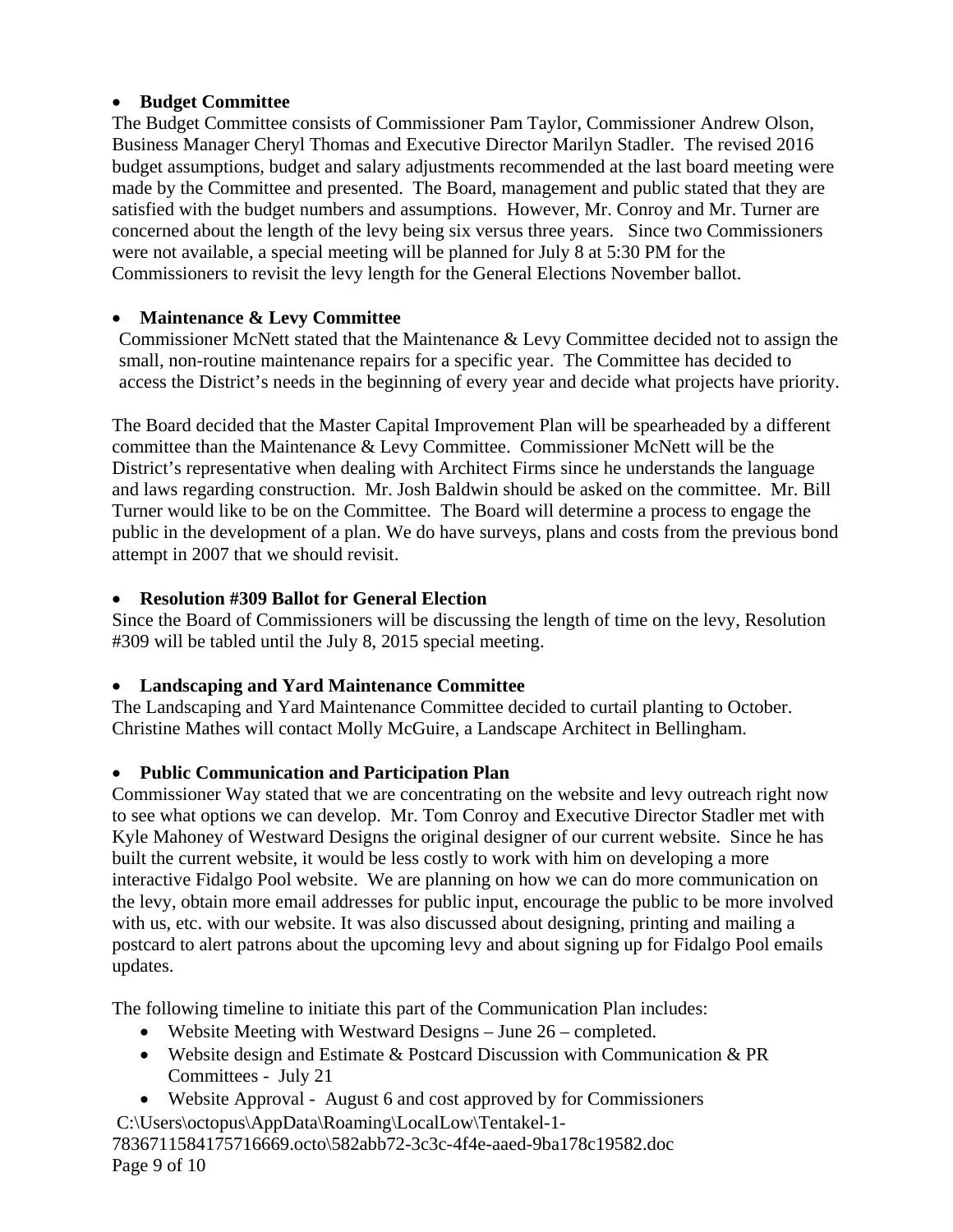- **Budget Committee**

The Budget Committee consists of Commissioner Pam Taylor, Commissioner Andrew Olson, Business Manager Cheryl Thomas and Executive Director Marilyn Stadler. The revised 2016 budget assumptions, budget and salary adjustments recommended at the last board meeting were made by the Committee and presented. The Board, management and public stated that they are satisfied with the budget numbers and assumptions. However, Mr. Conroy and Mr. Turner are concerned about the length of the levy being six versus three years. Since two Commissioners were not available, a special meeting will be planned for July 8 at 5:30 PM for the Commissioners to revisit the levy length for the General Elections November ballot.

- **Maintenance & Levy Committee**

Commissioner McNett stated that the Maintenance & Levy Committee decided not to assign the small, non-routine maintenance repairs for a specific year. The Committee has decided to access the District's needs in the beginning of every year and decide what projects have priority.

The Board decided that the Master Capital Improvement Plan will be spearheaded by a different committee than the Maintenance & Levy Committee. Commissioner McNett will be the District's representative when dealing with Architect Firms since he understands the language and laws regarding construction. Mr. Josh Baldwin should be asked on the committee. Mr. Bill Turner would like to be on the Committee. The Board will determine a process to engage the public in the development of a plan. We do have surveys, plans and costs from the previous bond attempt in 2007 that we should revisit.

- **Resolution #309 Ballot for General Election**

Since the Board of Commissioners will be discussing the length of time on the levy, Resolution #309 will be tabled until the July 8, 2015 special meeting.

- **Landscaping and Yard Maintenance Committee**

The Landscaping and Yard Maintenance Committee decided to curtail planting to October. Christine Mathes will contact Molly McGuire, a Landscape Architect in Bellingham.

- **Public Communication and Participation Plan**

Commissioner Way stated that we are concentrating on the website and levy outreach right now to see what options we can develop. Mr. Tom Conroy and Executive Director Stadler met with Kyle Mahoney of Westward Designs the original designer of our current website. Since he has built the current website, it would be less costly to work with him on developing a more interactive Fidalgo Pool website. We are planning on how we can do more communication on the levy, obtain more email addresses for public input, encourage the public to be more involved with us, etc. with our website. It was also discussed about designing, printing and mailing a postcard to alert patrons about the upcoming levy and about signing up for Fidalgo Pool emails updates.

The following timeline to initiate this part of the Communication Plan includes:

- Website Meeting with Westward Designs – June 26 – completed.
- Website design and Estimate & Postcard Discussion with Communication & PR Committees - July 21
- Website Approval - August 6 and cost approved by for Commissioners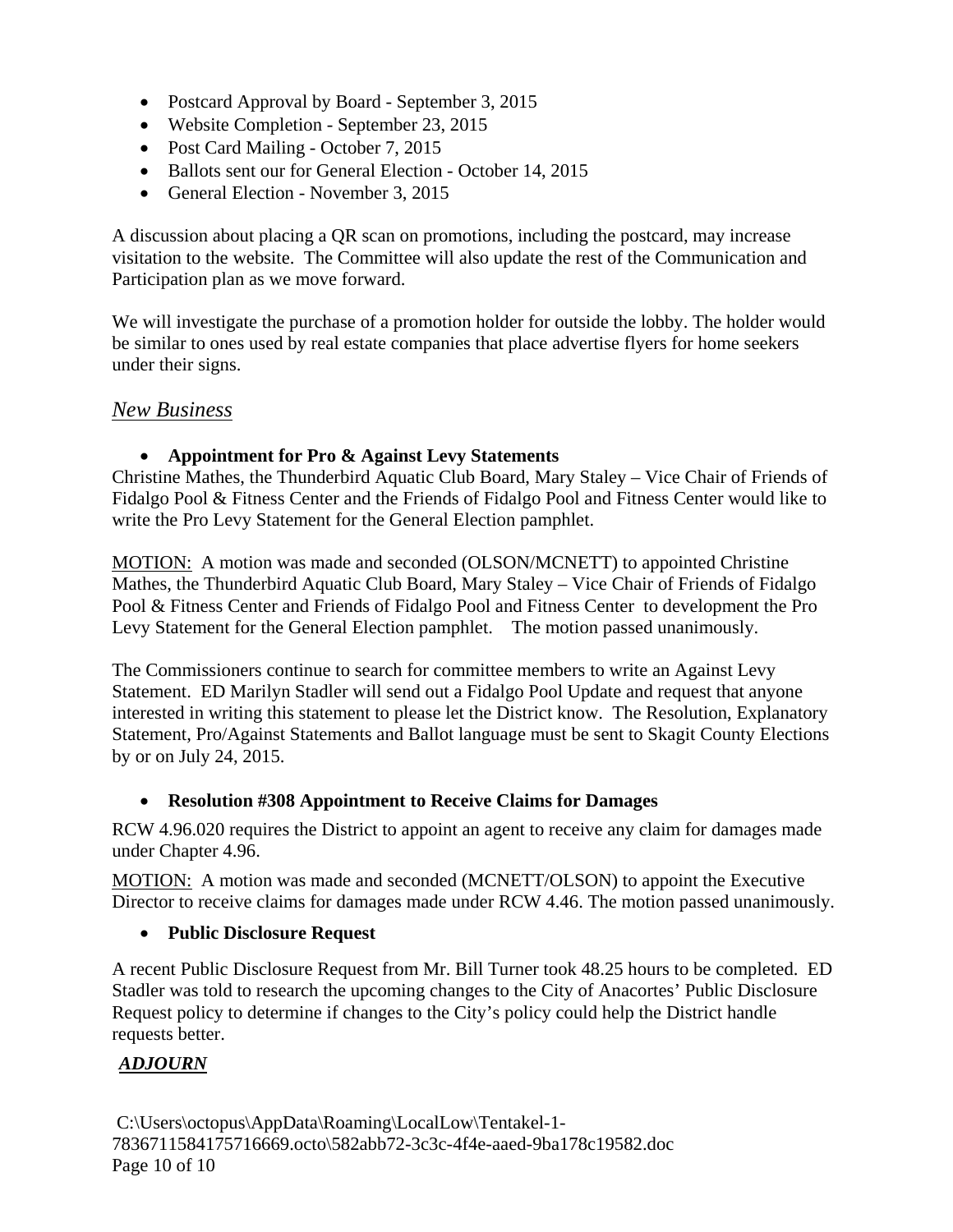- Postcard Approval by Board - September 3, 2015
- Website Completion - September 23, 2015
- Post Card Mailing - October 7, 2015
- Ballots sent our for General Election - October 14, 2015
- General Election - November 3, 2015

A discussion about placing a QR scan on promotions, including the postcard, may increase visitation to the website. The Committee will also update the rest of the Communication and Participation plan as we move forward.

We will investigate the purchase of a promotion holder for outside the lobby. The holder would be similar to ones used by real estate companies that place advertise flyers for home seekers under their signs.

## *New Business*

- **Appointment for Pro & Against Levy Statements**

Christine Mathes, the Thunderbird Aquatic Club Board, Mary Staley – Vice Chair of Friends of Fidalgo Pool & Fitness Center and the Friends of Fidalgo Pool and Fitness Center would like to write the Pro Levy Statement for the General Election pamphlet.

MOTION: A motion was made and seconded (OLSON/MCNETT) to appointed Christine Mathes, the Thunderbird Aquatic Club Board, Mary Staley – Vice Chair of Friends of Fidalgo Pool & Fitness Center and Friends of Fidalgo Pool and Fitness Center to development the Pro Levy Statement for the General Election pamphlet. The motion passed unanimously.

The Commissioners continue to search for committee members to write an Against Levy Statement. ED Marilyn Stadler will send out a Fidalgo Pool Update and request that anyone interested in writing this statement to please let the District know. The Resolution, Explanatory Statement, Pro/Against Statements and Ballot language must be sent to Skagit County Elections by or on July 24, 2015.

- **Resolution #308 Appointment to Receive Claims for Damages**

RCW 4.96.020 requires the District to appoint an agent to receive any claim for damages made under Chapter 4.96.

MOTION: A motion was made and seconded (MCNETT/OLSON) to appoint the Executive Director to receive claims for damages made under RCW 4.46. The motion passed unanimously.

- **Public Disclosure Request**

A recent Public Disclosure Request from Mr. Bill Turner took 48.25 hours to be completed. ED Stadler was told to research the upcoming changes to the City of Anacortes' Public Disclosure Request policy to determine if changes to the City's policy could help the District handle requests better.

## ***ADJOURN***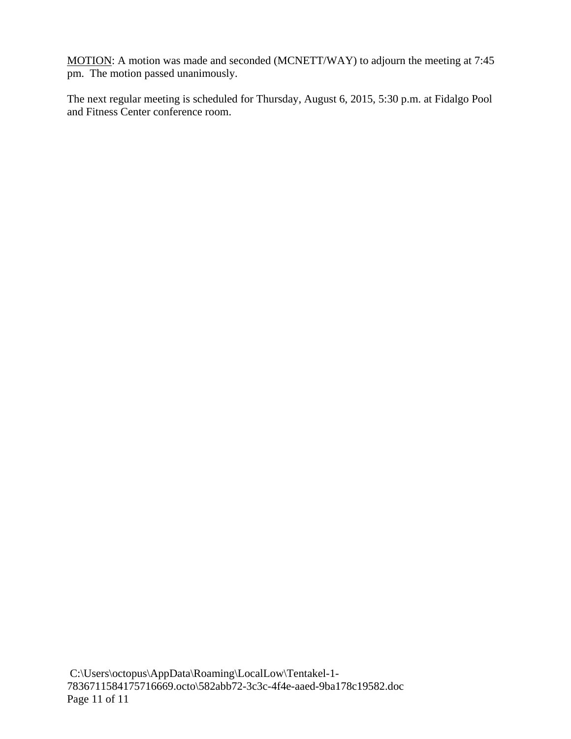<u>MOTION</u>: A motion was made and seconded (MCNETT/WAY) to adjourn the meeting at 7:45 pm. The motion passed unanimously.

The next regular meeting is scheduled for Thursday, August 6, 2015, 5:30 p.m. at Fidalgo Pool and Fitness Center conference room.